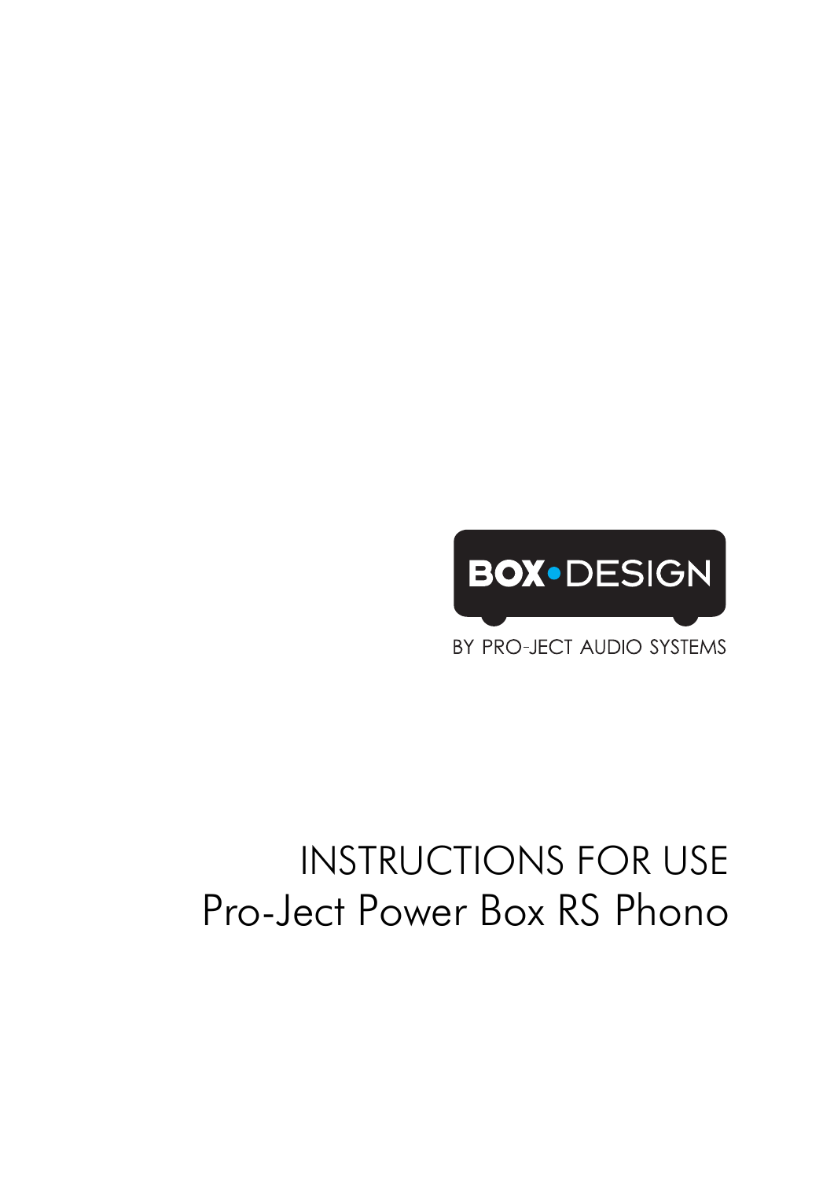BOX•DESIGN

BY PRO-JECT AUDIO SYSTEMS

# INSTRUCTIONS FOR USE
# Pro-Ject Power Box RS Phono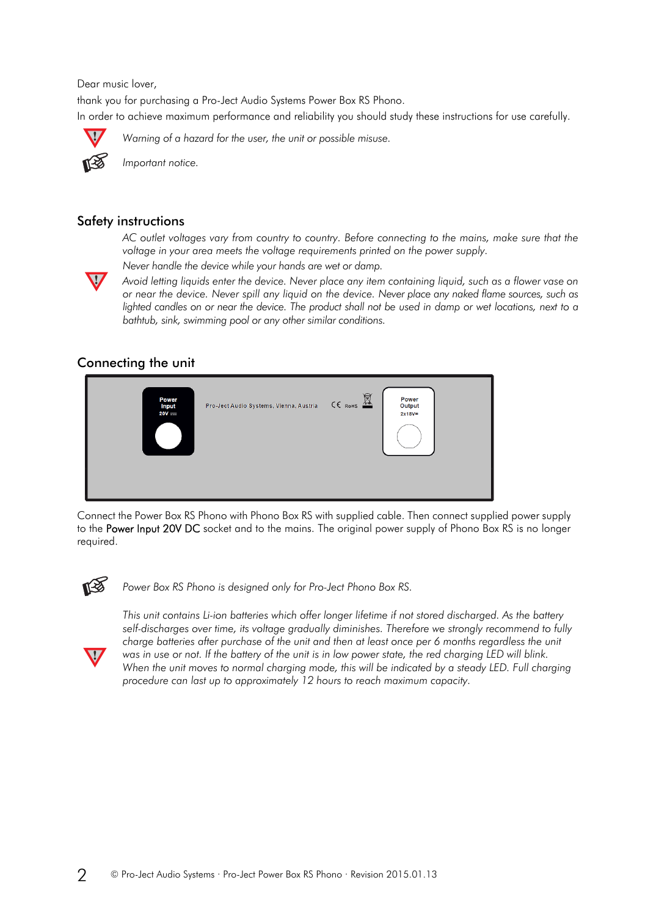Dear music lover,

thank you for purchasing a Pro-Ject Audio Systems Power Box RS Phono.

In order to achieve maximum performance and reliability you should study these instructions for use carefully.

*Warning of a hazard for the user, the unit or possible misuse.*

*Important notice.*

## Safety instructions

*AC outlet voltages vary from country to country. Before connecting to the mains, make sure that the voltage in your area meets the voltage requirements printed on the power supply.*

*Never handle the device while your hands are wet or damp.*

*Avoid letting liquids enter the device. Never place any item containing liquid, such as a flower vase on or near the device. Never spill any liquid on the device. Never place any naked flame sources, such as lighted candles on or near the device. The product shall not be used in damp or wet locations, next to a bathtub, sink, swimming pool or any other similar conditions.*

## Connecting the unit

Power Input 20V ⎓

Pro-Ject Audio Systems, Vienna, Austria

CE RoHS

Power Output 2x18V=

Connect the Power Box RS Phono with Phono Box RS with supplied cable. Then connect supplied power supply to the **Power Input 20V DC** socket and to the mains. The original power supply of Phono Box RS is no longer required.

*Power Box RS Phono is designed only for Pro-Ject Phono Box RS.*

*This unit contains Li-ion batteries which offer longer lifetime if not stored discharged. As the battery self-discharges over time, its voltage gradually diminishes. Therefore we strongly recommend to fully charge batteries after purchase of the unit and then at least once per 6 months regardless the unit was in use or not. If the battery of the unit is in low power state, the red charging LED will blink. When the unit moves to normal charging mode, this will be indicated by a steady LED. Full charging procedure can last up to approximately 12 hours to reach maximum capacity.*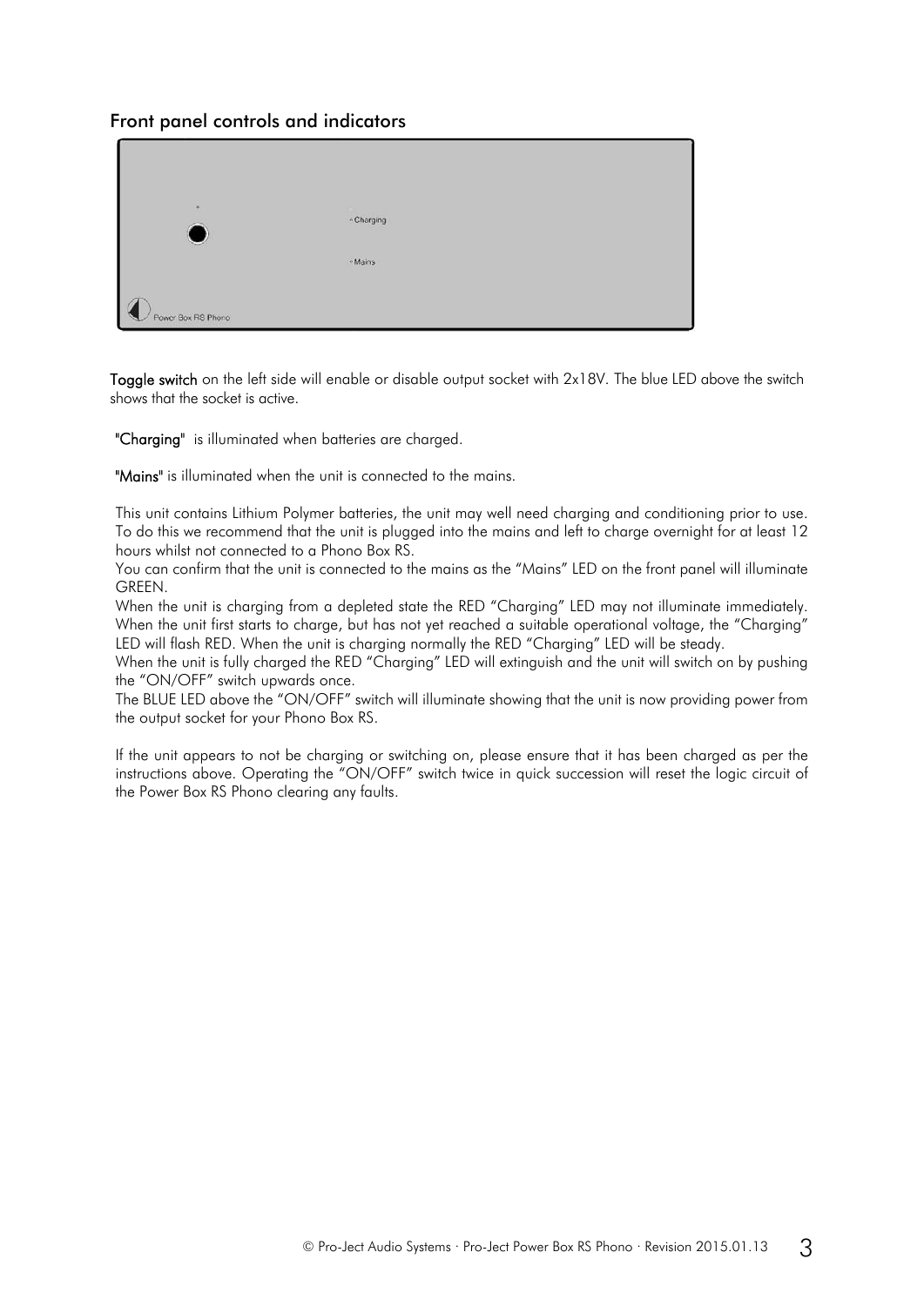## Front panel controls and indicators

**Toggle switch** on the left side will enable or disable output socket with 2x18V. The blue LED above the switch shows that the socket is active.

**"Charging"** is illuminated when batteries are charged.

**"Mains"** is illuminated when the unit is connected to the mains.

This unit contains Lithium Polymer batteries, the unit may well need charging and conditioning prior to use. To do this we recommend that the unit is plugged into the mains and left to charge overnight for at least 12 hours whilst not connected to a Phono Box RS.
You can confirm that the unit is connected to the mains as the "Mains" LED on the front panel will illuminate GREEN.
When the unit is charging from a depleted state the RED "Charging" LED may not illuminate immediately. When the unit first starts to charge, but has not yet reached a suitable operational voltage, the "Charging" LED will flash RED. When the unit is charging normally the RED "Charging" LED will be steady.
When the unit is fully charged the RED "Charging" LED will extinguish and the unit will switch on by pushing the "ON/OFF" switch upwards once.
The BLUE LED above the "ON/OFF" switch will illuminate showing that the unit is now providing power from the output socket for your Phono Box RS.

If the unit appears to not be charging or switching on, please ensure that it has been charged as per the instructions above. Operating the "ON/OFF" switch twice in quick succession will reset the logic circuit of the Power Box RS Phono clearing any faults.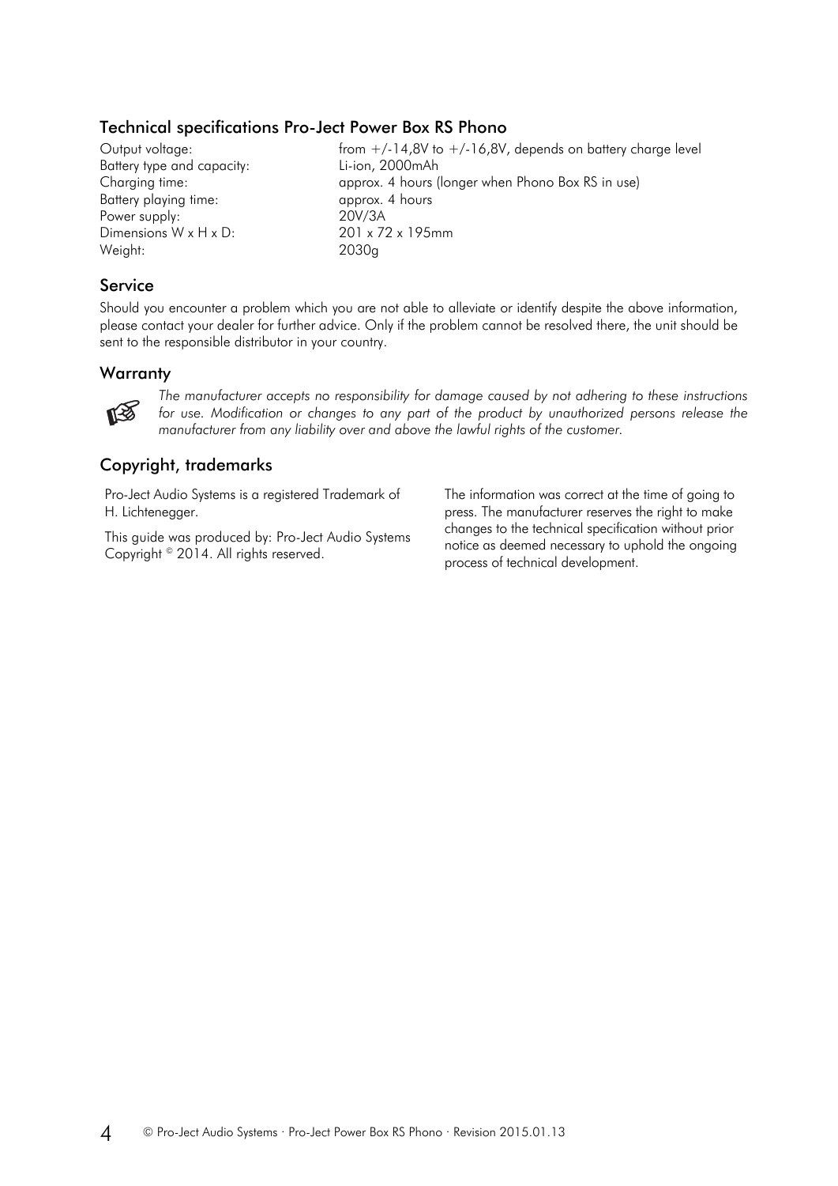## Technical specifications Pro-Ject Power Box RS Phono

| | |
|---|---|
| Output voltage: | from +/-14,8V to +/-16,8V, depends on battery charge level |
| Battery type and capacity: | Li-ion, 2000mAh |
| Charging time: | approx. 4 hours (longer when Phono Box RS in use) |
| Battery playing time: | approx. 4 hours |
| Power supply: | 20V/3A |
| Dimensions W x H x D: | 201 x 72 x 195mm |
| Weight: | 2030g |

## Service

Should you encounter a problem which you are not able to alleviate or identify despite the above information, please contact your dealer for further advice. Only if the problem cannot be resolved there, the unit should be sent to the responsible distributor in your country.

## Warranty

☞ *The manufacturer accepts no responsibility for damage caused by not adhering to these instructions for use. Modification or changes to any part of the product by unauthorized persons release the manufacturer from any liability over and above the lawful rights of the customer.*

## Copyright, trademarks

Pro-Ject Audio Systems is a registered Trademark of H. Lichtenegger.

This guide was produced by: Pro-Ject Audio Systems Copyright © 2014. All rights reserved.

The information was correct at the time of going to press. The manufacturer reserves the right to make changes to the technical specification without prior notice as deemed necessary to uphold the ongoing process of technical development.